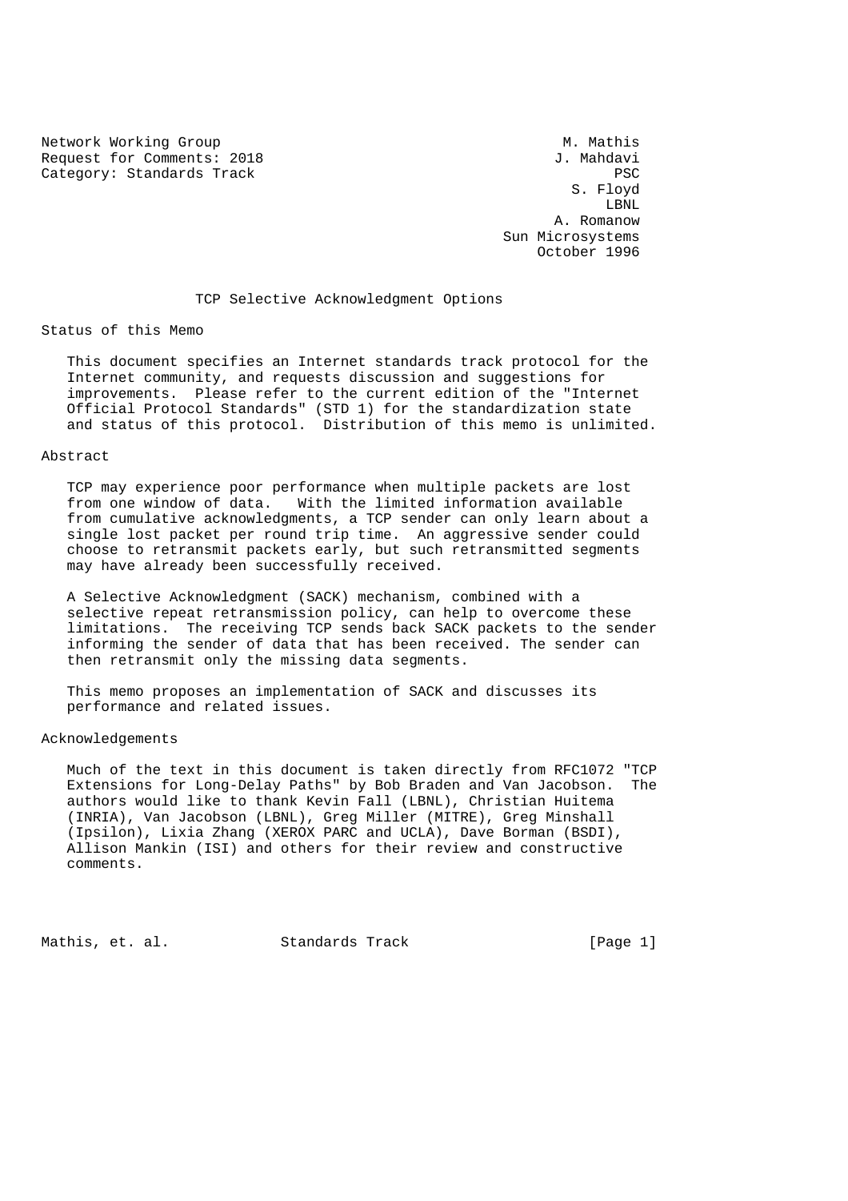Network Working Group
Request for Comments: 2018
Category: Standards Track

M. Mathis
J. Mahdavi
PSC
S. Floyd
LBNL
A. Romanow
Sun Microsystems
October 1996

# TCP Selective Acknowledgment Options

## Status of this Memo

This document specifies an Internet standards track protocol for the Internet community, and requests discussion and suggestions for improvements. Please refer to the current edition of the "Internet Official Protocol Standards" (STD 1) for the standardization state and status of this protocol. Distribution of this memo is unlimited.

## Abstract

TCP may experience poor performance when multiple packets are lost from one window of data. With the limited information available from cumulative acknowledgments, a TCP sender can only learn about a single lost packet per round trip time. An aggressive sender could choose to retransmit packets early, but such retransmitted segments may have already been successfully received.

A Selective Acknowledgment (SACK) mechanism, combined with a selective repeat retransmission policy, can help to overcome these limitations. The receiving TCP sends back SACK packets to the sender informing the sender of data that has been received. The sender can then retransmit only the missing data segments.

This memo proposes an implementation of SACK and discusses its performance and related issues.

## Acknowledgements

Much of the text in this document is taken directly from RFC1072 "TCP Extensions for Long-Delay Paths" by Bob Braden and Van Jacobson. The authors would like to thank Kevin Fall (LBNL), Christian Huitema (INRIA), Van Jacobson (LBNL), Greg Miller (MITRE), Greg Minshall (Ipsilon), Lixia Zhang (XEROX PARC and UCLA), Dave Borman (BSDI), Allison Mankin (ISI) and others for their review and constructive comments.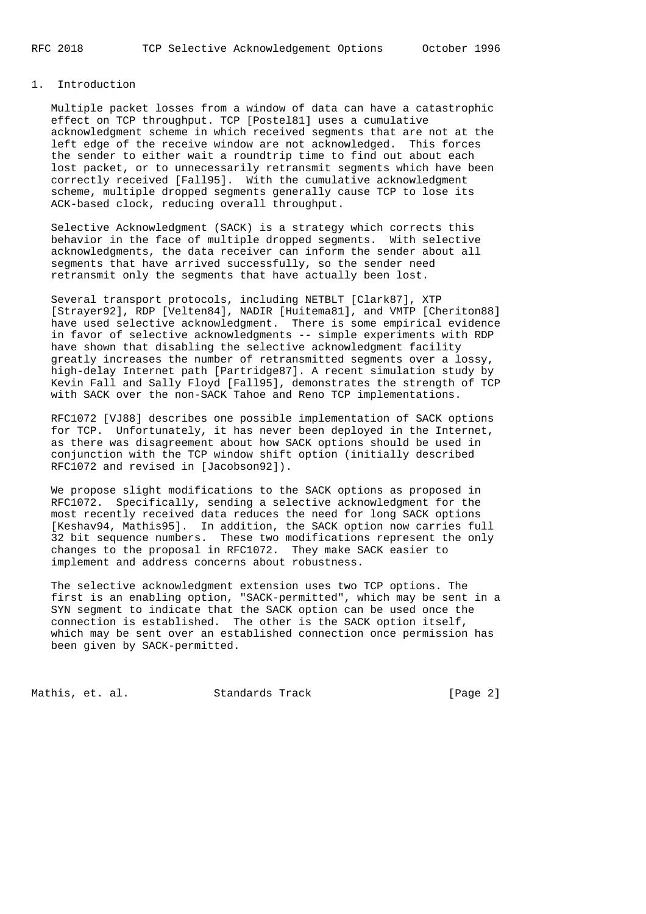## 1. Introduction

Multiple packet losses from a window of data can have a catastrophic effect on TCP throughput. TCP [Postel81] uses a cumulative acknowledgment scheme in which received segments that are not at the left edge of the receive window are not acknowledged. This forces the sender to either wait a roundtrip time to find out about each lost packet, or to unnecessarily retransmit segments which have been correctly received [Fall95]. With the cumulative acknowledgment scheme, multiple dropped segments generally cause TCP to lose its ACK-based clock, reducing overall throughput.

Selective Acknowledgment (SACK) is a strategy which corrects this behavior in the face of multiple dropped segments. With selective acknowledgments, the data receiver can inform the sender about all segments that have arrived successfully, so the sender need retransmit only the segments that have actually been lost.

Several transport protocols, including NETBLT [Clark87], XTP [Strayer92], RDP [Velten84], NADIR [Huitema81], and VMTP [Cheriton88] have used selective acknowledgment. There is some empirical evidence in favor of selective acknowledgments -- simple experiments with RDP have shown that disabling the selective acknowledgment facility greatly increases the number of retransmitted segments over a lossy, high-delay Internet path [Partridge87]. A recent simulation study by Kevin Fall and Sally Floyd [Fall95], demonstrates the strength of TCP with SACK over the non-SACK Tahoe and Reno TCP implementations.

RFC1072 [VJ88] describes one possible implementation of SACK options for TCP. Unfortunately, it has never been deployed in the Internet, as there was disagreement about how SACK options should be used in conjunction with the TCP window shift option (initially described RFC1072 and revised in [Jacobson92]).

We propose slight modifications to the SACK options as proposed in RFC1072. Specifically, sending a selective acknowledgment for the most recently received data reduces the need for long SACK options [Keshav94, Mathis95]. In addition, the SACK option now carries full 32 bit sequence numbers. These two modifications represent the only changes to the proposal in RFC1072. They make SACK easier to implement and address concerns about robustness.

The selective acknowledgment extension uses two TCP options. The first is an enabling option, "SACK-permitted", which may be sent in a SYN segment to indicate that the SACK option can be used once the connection is established. The other is the SACK option itself, which may be sent over an established connection once permission has been given by SACK-permitted.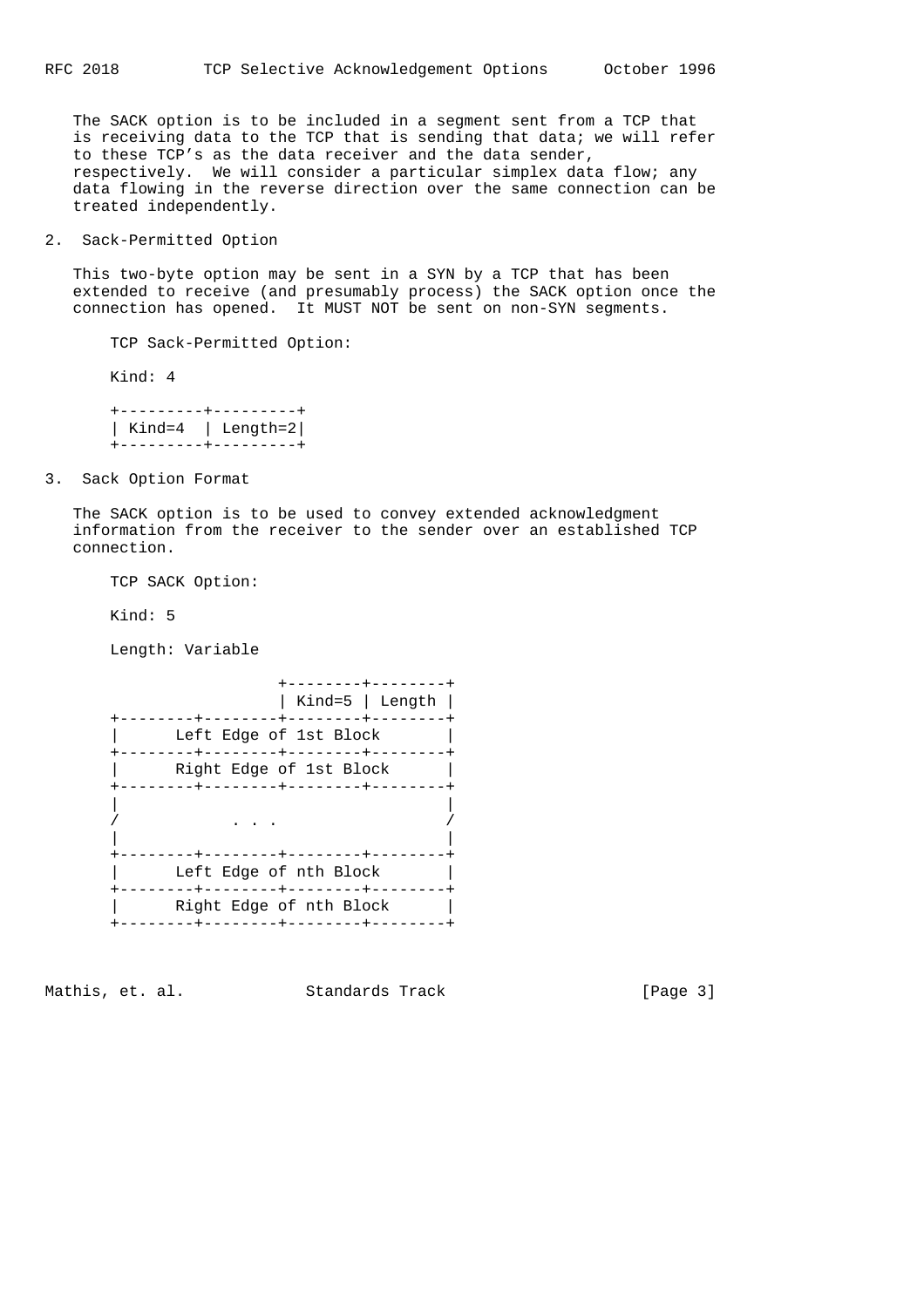The SACK option is to be included in a segment sent from a TCP that is receiving data to the TCP that is sending that data; we will refer to these TCP's as the data receiver and the data sender, respectively. We will consider a particular simplex data flow; any data flowing in the reverse direction over the same connection can be treated independently.

## 2. Sack-Permitted Option

This two-byte option may be sent in a SYN by a TCP that has been extended to receive (and presumably process) the SACK option once the connection has opened. It MUST NOT be sent on non-SYN segments.

```
    TCP Sack-Permitted Option:

    Kind: 4

    +---------+---------+
    | Kind=4  | Length=2|
    +---------+---------+
```

## 3. Sack Option Format

The SACK option is to be used to convey extended acknowledgment information from the receiver to the sender over an established TCP connection.

```
    TCP SACK Option:

    Kind: 5

    Length: Variable

                      +--------+--------+
                      | Kind=5 | Length |
    +--------+--------+--------+--------+
    |      Left Edge of 1st Block       |
    +--------+--------+--------+--------+
    |      Right Edge of 1st Block      |
    +--------+--------+--------+--------+
    |                                   |
    /            . . .                  /
    |                                   |
    +--------+--------+--------+--------+
    |      Left Edge of nth Block       |
    +--------+--------+--------+--------+
    |      Right Edge of nth Block      |
    +--------+--------+--------+--------+
```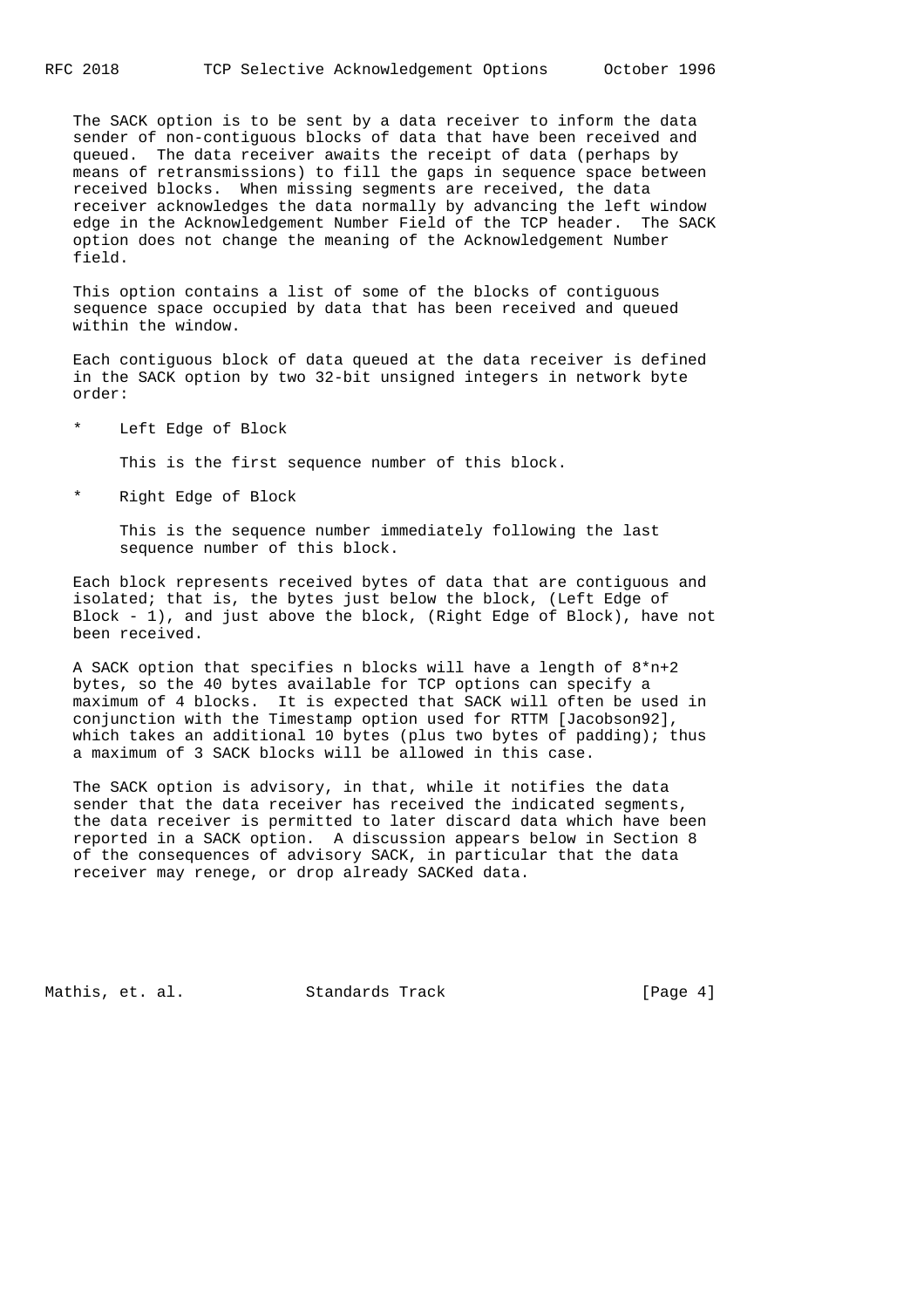The SACK option is to be sent by a data receiver to inform the data sender of non-contiguous blocks of data that have been received and queued. The data receiver awaits the receipt of data (perhaps by means of retransmissions) to fill the gaps in sequence space between received blocks. When missing segments are received, the data receiver acknowledges the data normally by advancing the left window edge in the Acknowledgement Number Field of the TCP header. The SACK option does not change the meaning of the Acknowledgement Number field.

This option contains a list of some of the blocks of contiguous sequence space occupied by data that has been received and queued within the window.

Each contiguous block of data queued at the data receiver is defined in the SACK option by two 32-bit unsigned integers in network byte order:

* Left Edge of Block

  This is the first sequence number of this block.

* Right Edge of Block

  This is the sequence number immediately following the last sequence number of this block.

Each block represents received bytes of data that are contiguous and isolated; that is, the bytes just below the block, (Left Edge of Block - 1), and just above the block, (Right Edge of Block), have not been received.

A SACK option that specifies n blocks will have a length of 8*n+2 bytes, so the 40 bytes available for TCP options can specify a maximum of 4 blocks. It is expected that SACK will often be used in conjunction with the Timestamp option used for RTTM [Jacobson92], which takes an additional 10 bytes (plus two bytes of padding); thus a maximum of 3 SACK blocks will be allowed in this case.

The SACK option is advisory, in that, while it notifies the data sender that the data receiver has received the indicated segments, the data receiver is permitted to later discard data which have been reported in a SACK option. A discussion appears below in Section 8 of the consequences of advisory SACK, in particular that the data receiver may renege, or drop already SACKed data.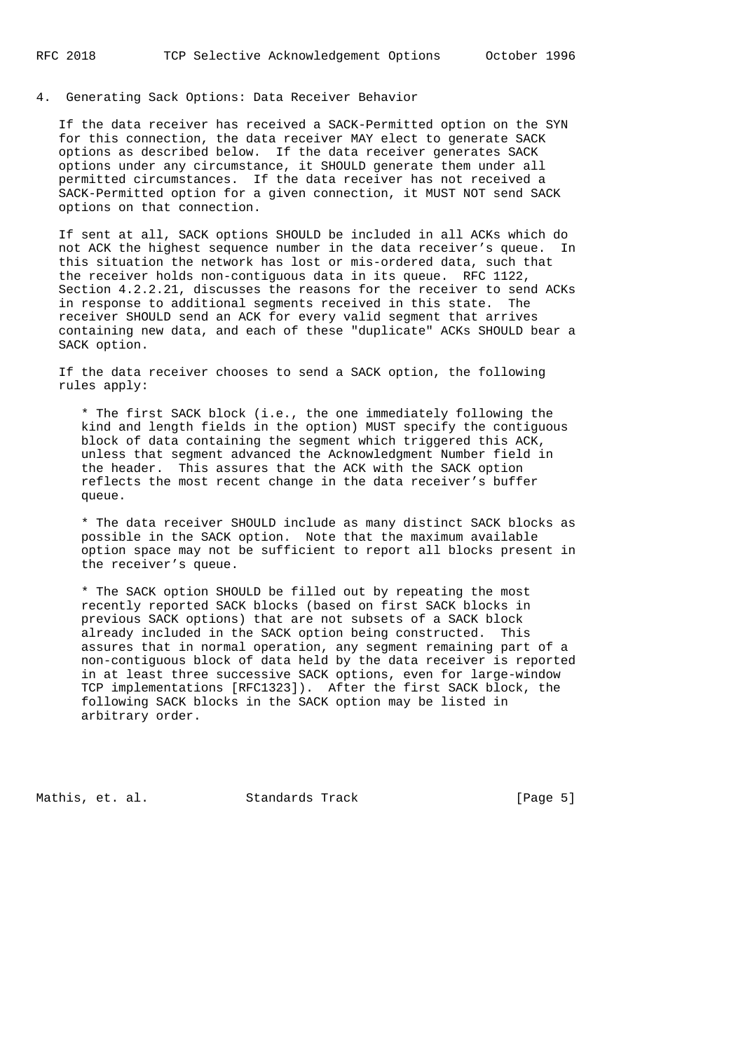## 4. Generating Sack Options: Data Receiver Behavior

If the data receiver has received a SACK-Permitted option on the SYN for this connection, the data receiver MAY elect to generate SACK options as described below. If the data receiver generates SACK options under any circumstance, it SHOULD generate them under all permitted circumstances. If the data receiver has not received a SACK-Permitted option for a given connection, it MUST NOT send SACK options on that connection.

If sent at all, SACK options SHOULD be included in all ACKs which do not ACK the highest sequence number in the data receiver's queue. In this situation the network has lost or mis-ordered data, such that the receiver holds non-contiguous data in its queue. RFC 1122, Section 4.2.2.21, discusses the reasons for the receiver to send ACKs in response to additional segments received in this state. The receiver SHOULD send an ACK for every valid segment that arrives containing new data, and each of these "duplicate" ACKs SHOULD bear a SACK option.

If the data receiver chooses to send a SACK option, the following rules apply:

* The first SACK block (i.e., the one immediately following the kind and length fields in the option) MUST specify the contiguous block of data containing the segment which triggered this ACK, unless that segment advanced the Acknowledgment Number field in the header. This assures that the ACK with the SACK option reflects the most recent change in the data receiver's buffer queue.

* The data receiver SHOULD include as many distinct SACK blocks as possible in the SACK option. Note that the maximum available option space may not be sufficient to report all blocks present in the receiver's queue.

* The SACK option SHOULD be filled out by repeating the most recently reported SACK blocks (based on first SACK blocks in previous SACK options) that are not subsets of a SACK block already included in the SACK option being constructed. This assures that in normal operation, any segment remaining part of a non-contiguous block of data held by the data receiver is reported in at least three successive SACK options, even for large-window TCP implementations [RFC1323]). After the first SACK block, the following SACK blocks in the SACK option may be listed in arbitrary order.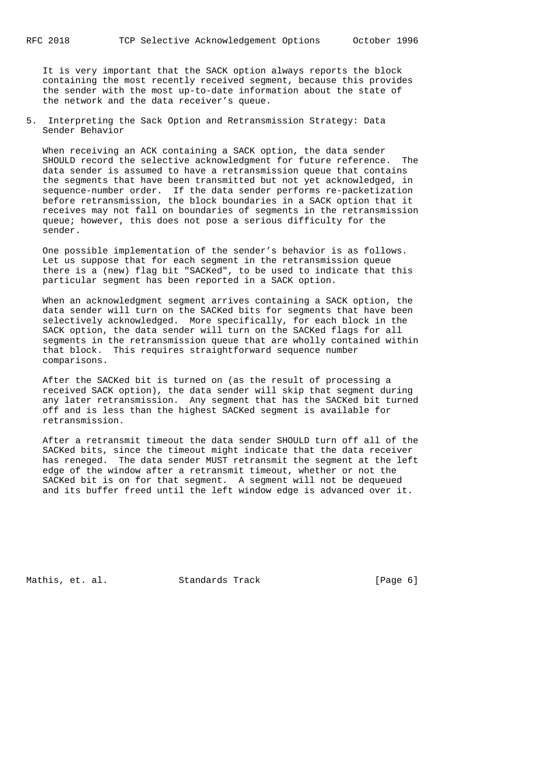It is very important that the SACK option always reports the block containing the most recently received segment, because this provides the sender with the most up-to-date information about the state of the network and the data receiver's queue.

## 5. Interpreting the Sack Option and Retransmission Strategy: Data Sender Behavior

When receiving an ACK containing a SACK option, the data sender SHOULD record the selective acknowledgment for future reference. The data sender is assumed to have a retransmission queue that contains the segments that have been transmitted but not yet acknowledged, in sequence-number order. If the data sender performs re-packetization before retransmission, the block boundaries in a SACK option that it receives may not fall on boundaries of segments in the retransmission queue; however, this does not pose a serious difficulty for the sender.

One possible implementation of the sender's behavior is as follows. Let us suppose that for each segment in the retransmission queue there is a (new) flag bit "SACKed", to be used to indicate that this particular segment has been reported in a SACK option.

When an acknowledgment segment arrives containing a SACK option, the data sender will turn on the SACKed bits for segments that have been selectively acknowledged. More specifically, for each block in the SACK option, the data sender will turn on the SACKed flags for all segments in the retransmission queue that are wholly contained within that block. This requires straightforward sequence number comparisons.

After the SACKed bit is turned on (as the result of processing a received SACK option), the data sender will skip that segment during any later retransmission. Any segment that has the SACKed bit turned off and is less than the highest SACKed segment is available for retransmission.

After a retransmit timeout the data sender SHOULD turn off all of the SACKed bits, since the timeout might indicate that the data receiver has reneged. The data sender MUST retransmit the segment at the left edge of the window after a retransmit timeout, whether or not the SACKed bit is on for that segment. A segment will not be dequeued and its buffer freed until the left window edge is advanced over it.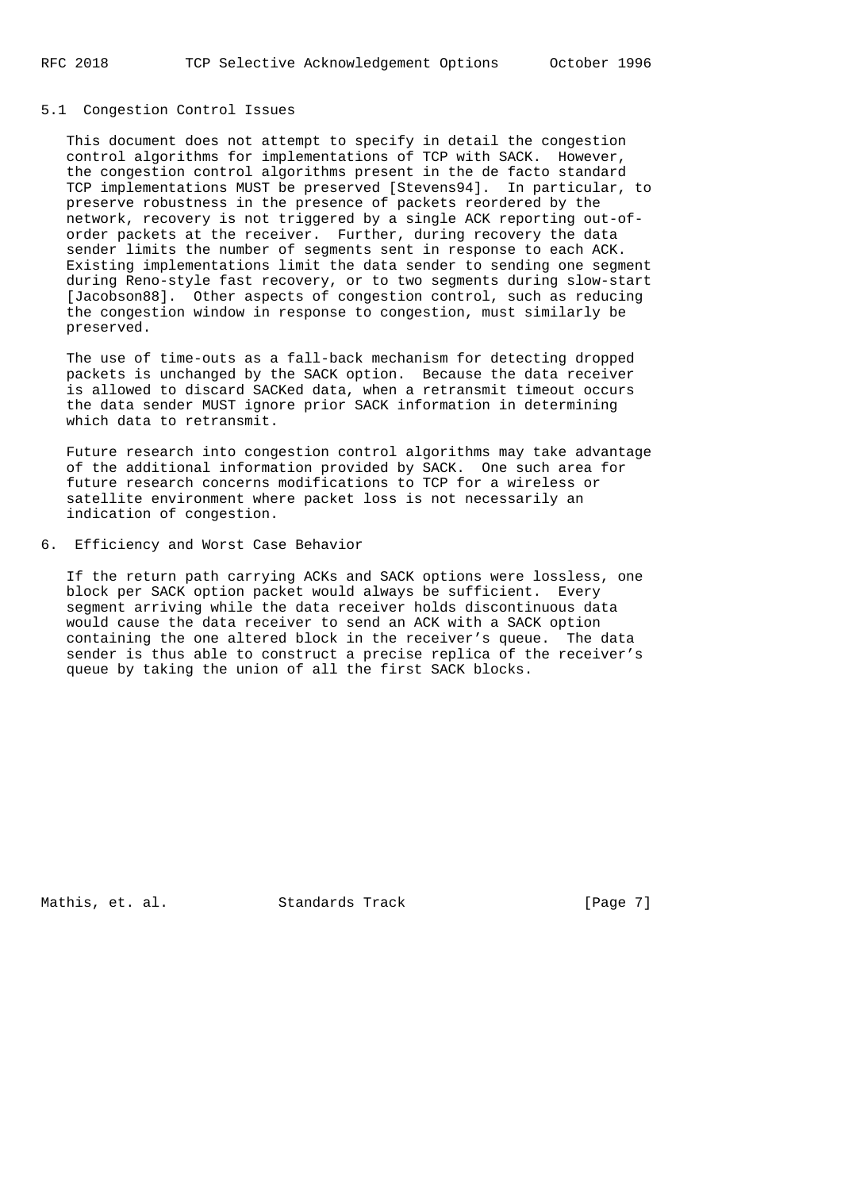### 5.1 Congestion Control Issues

This document does not attempt to specify in detail the congestion control algorithms for implementations of TCP with SACK. However, the congestion control algorithms present in the de facto standard TCP implementations MUST be preserved [Stevens94]. In particular, to preserve robustness in the presence of packets reordered by the network, recovery is not triggered by a single ACK reporting out-of-order packets at the receiver. Further, during recovery the data sender limits the number of segments sent in response to each ACK. Existing implementations limit the data sender to sending one segment during Reno-style fast recovery, or to two segments during slow-start [Jacobson88]. Other aspects of congestion control, such as reducing the congestion window in response to congestion, must similarly be preserved.

The use of time-outs as a fall-back mechanism for detecting dropped packets is unchanged by the SACK option. Because the data receiver is allowed to discard SACKed data, when a retransmit timeout occurs the data sender MUST ignore prior SACK information in determining which data to retransmit.

Future research into congestion control algorithms may take advantage of the additional information provided by SACK. One such area for future research concerns modifications to TCP for a wireless or satellite environment where packet loss is not necessarily an indication of congestion.

## 6. Efficiency and Worst Case Behavior

If the return path carrying ACKs and SACK options were lossless, one block per SACK option packet would always be sufficient. Every segment arriving while the data receiver holds discontinuous data would cause the data receiver to send an ACK with a SACK option containing the one altered block in the receiver's queue. The data sender is thus able to construct a precise replica of the receiver's queue by taking the union of all the first SACK blocks.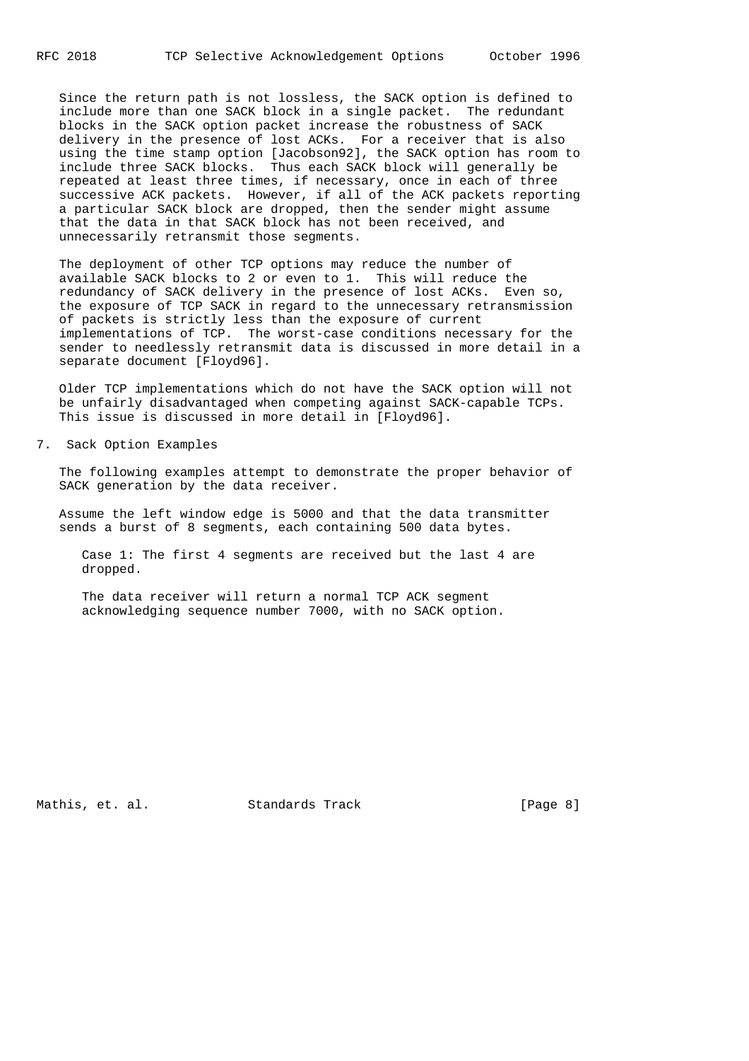Since the return path is not lossless, the SACK option is defined to include more than one SACK block in a single packet. The redundant blocks in the SACK option packet increase the robustness of SACK delivery in the presence of lost ACKs. For a receiver that is also using the time stamp option [Jacobson92], the SACK option has room to include three SACK blocks. Thus each SACK block will generally be repeated at least three times, if necessary, once in each of three successive ACK packets. However, if all of the ACK packets reporting a particular SACK block are dropped, then the sender might assume that the data in that SACK block has not been received, and unnecessarily retransmit those segments.

The deployment of other TCP options may reduce the number of available SACK blocks to 2 or even to 1. This will reduce the redundancy of SACK delivery in the presence of lost ACKs. Even so, the exposure of TCP SACK in regard to the unnecessary retransmission of packets is strictly less than the exposure of current implementations of TCP. The worst-case conditions necessary for the sender to needlessly retransmit data is discussed in more detail in a separate document [Floyd96].

Older TCP implementations which do not have the SACK option will not be unfairly disadvantaged when competing against SACK-capable TCPs. This issue is discussed in more detail in [Floyd96].

## 7. Sack Option Examples

The following examples attempt to demonstrate the proper behavior of SACK generation by the data receiver.

Assume the left window edge is 5000 and that the data transmitter sends a burst of 8 segments, each containing 500 data bytes.

Case 1: The first 4 segments are received but the last 4 are dropped.

The data receiver will return a normal TCP ACK segment acknowledging sequence number 7000, with no SACK option.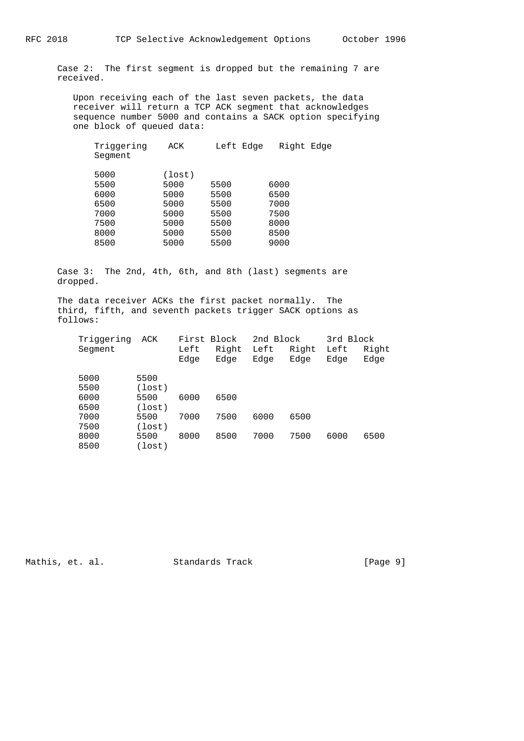Case 2: The first segment is dropped but the remaining 7 are received.

Upon receiving each of the last seven packets, the data receiver will return a TCP ACK segment that acknowledges sequence number 5000 and contains a SACK option specifying one block of queued data:

| Triggering Segment | ACK | Left Edge | Right Edge |
|---|---|---|---|
| 5000 | (lost) | | |
| 5500 | 5000 | 5500 | 6000 |
| 6000 | 5000 | 5500 | 6500 |
| 6500 | 5000 | 5500 | 7000 |
| 7000 | 5000 | 5500 | 7500 |
| 7500 | 5000 | 5500 | 8000 |
| 8000 | 5000 | 5500 | 8500 |
| 8500 | 5000 | 5500 | 9000 |

Case 3: The 2nd, 4th, 6th, and 8th (last) segments are dropped.

The data receiver ACKs the first packet normally. The third, fifth, and seventh packets trigger SACK options as follows:

| Triggering Segment | ACK | First Block | | 2nd Block | | 3rd Block | |
|---|---|---|---|---|---|---|---|
| | | Left Edge | Right Edge | Left Edge | Right Edge | Left Edge | Right Edge |
| 5000 | 5500 | | | | | | |
| 5500 | (lost) | | | | | | |
| 6000 | 5500 | 6000 | 6500 | | | | |
| 6500 | (lost) | | | | | | |
| 7000 | 5500 | 7000 | 7500 | 6000 | 6500 | | |
| 7500 | (lost) | | | | | | |
| 8000 | 5500 | 8000 | 8500 | 7000 | 7500 | 6000 | 6500 |
| 8500 | (lost) | | | | | | |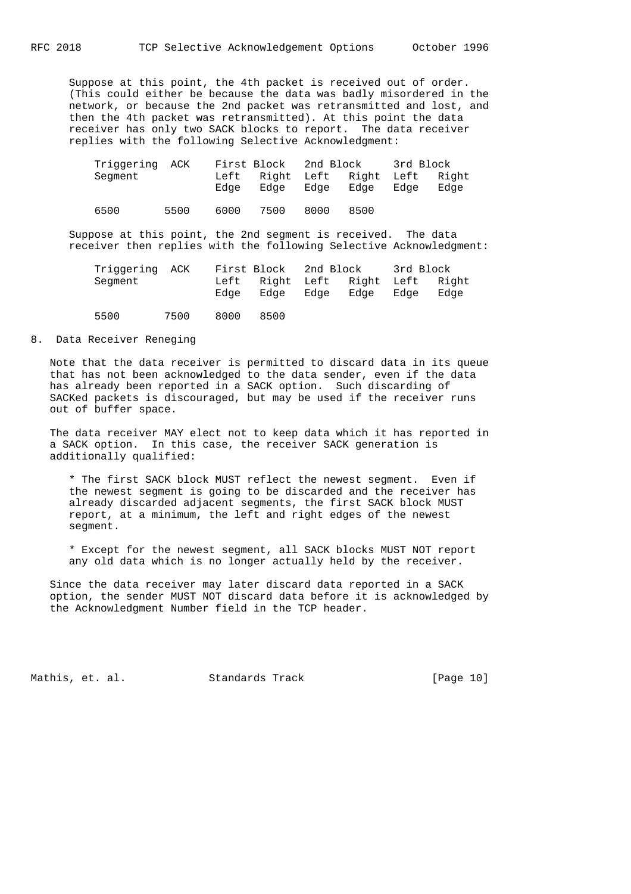Suppose at this point, the 4th packet is received out of order. (This could either be because the data was badly misordered in the network, or because the 2nd packet was retransmitted and lost, and then the 4th packet was retransmitted). At this point the data receiver has only two SACK blocks to report. The data receiver replies with the following Selective Acknowledgment:

| Triggering Segment | ACK | First Block Left Edge | First Block Right Edge | 2nd Block Left Edge | 2nd Block Right Edge | 3rd Block Left Edge | 3rd Block Right Edge |
|---|---|---|---|---|---|---|---|
| 6500 | 5500 | 6000 | 7500 | 8000 | 8500 | | |

Suppose at this point, the 2nd segment is received. The data receiver then replies with the following Selective Acknowledgment:

| Triggering Segment | ACK | First Block Left Edge | First Block Right Edge | 2nd Block Left Edge | 2nd Block Right Edge | 3rd Block Left Edge | 3rd Block Right Edge |
|---|---|---|---|---|---|---|---|
| 5500 | 7500 | 8000 | 8500 | | | | |

## 8. Data Receiver Reneging

Note that the data receiver is permitted to discard data in its queue that has not been acknowledged to the data sender, even if the data has already been reported in a SACK option. Such discarding of SACKed packets is discouraged, but may be used if the receiver runs out of buffer space.

The data receiver MAY elect not to keep data which it has reported in a SACK option. In this case, the receiver SACK generation is additionally qualified:

* The first SACK block MUST reflect the newest segment. Even if the newest segment is going to be discarded and the receiver has already discarded adjacent segments, the first SACK block MUST report, at a minimum, the left and right edges of the newest segment.

* Except for the newest segment, all SACK blocks MUST NOT report any old data which is no longer actually held by the receiver.

Since the data receiver may later discard data reported in a SACK option, the sender MUST NOT discard data before it is acknowledged by the Acknowledgment Number field in the TCP header.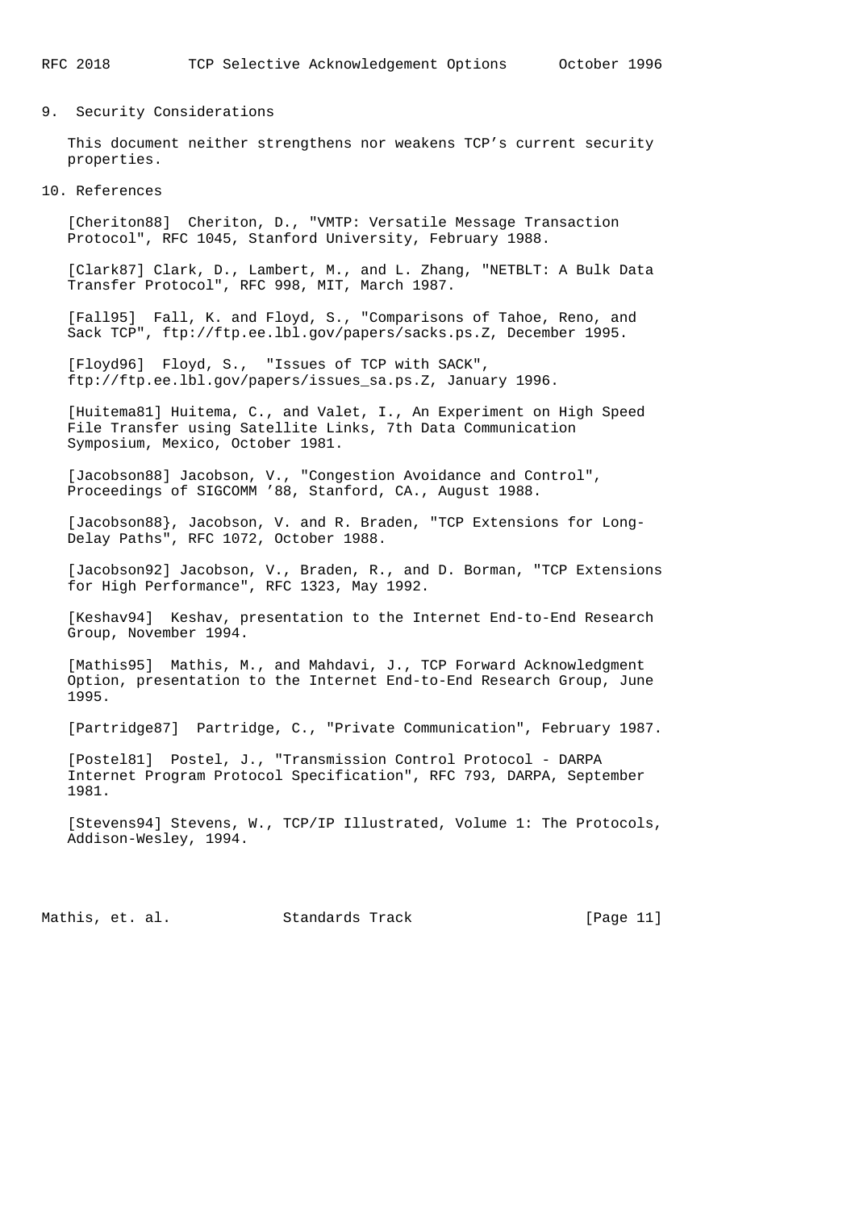## 9. Security Considerations

This document neither strengthens nor weakens TCP's current security properties.

## 10. References

[Cheriton88] Cheriton, D., "VMTP: Versatile Message Transaction Protocol", RFC 1045, Stanford University, February 1988.

[Clark87] Clark, D., Lambert, M., and L. Zhang, "NETBLT: A Bulk Data Transfer Protocol", RFC 998, MIT, March 1987.

[Fall95] Fall, K. and Floyd, S., "Comparisons of Tahoe, Reno, and Sack TCP", ftp://ftp.ee.lbl.gov/papers/sacks.ps.Z, December 1995.

[Floyd96] Floyd, S., "Issues of TCP with SACK", ftp://ftp.ee.lbl.gov/papers/issues_sa.ps.Z, January 1996.

[Huitema81] Huitema, C., and Valet, I., An Experiment on High Speed File Transfer using Satellite Links, 7th Data Communication Symposium, Mexico, October 1981.

[Jacobson88] Jacobson, V., "Congestion Avoidance and Control", Proceedings of SIGCOMM '88, Stanford, CA., August 1988.

[Jacobson88}, Jacobson, V. and R. Braden, "TCP Extensions for Long-Delay Paths", RFC 1072, October 1988.

[Jacobson92] Jacobson, V., Braden, R., and D. Borman, "TCP Extensions for High Performance", RFC 1323, May 1992.

[Keshav94] Keshav, presentation to the Internet End-to-End Research Group, November 1994.

[Mathis95] Mathis, M., and Mahdavi, J., TCP Forward Acknowledgment Option, presentation to the Internet End-to-End Research Group, June 1995.

[Partridge87] Partridge, C., "Private Communication", February 1987.

[Postel81] Postel, J., "Transmission Control Protocol - DARPA Internet Program Protocol Specification", RFC 793, DARPA, September 1981.

[Stevens94] Stevens, W., TCP/IP Illustrated, Volume 1: The Protocols, Addison-Wesley, 1994.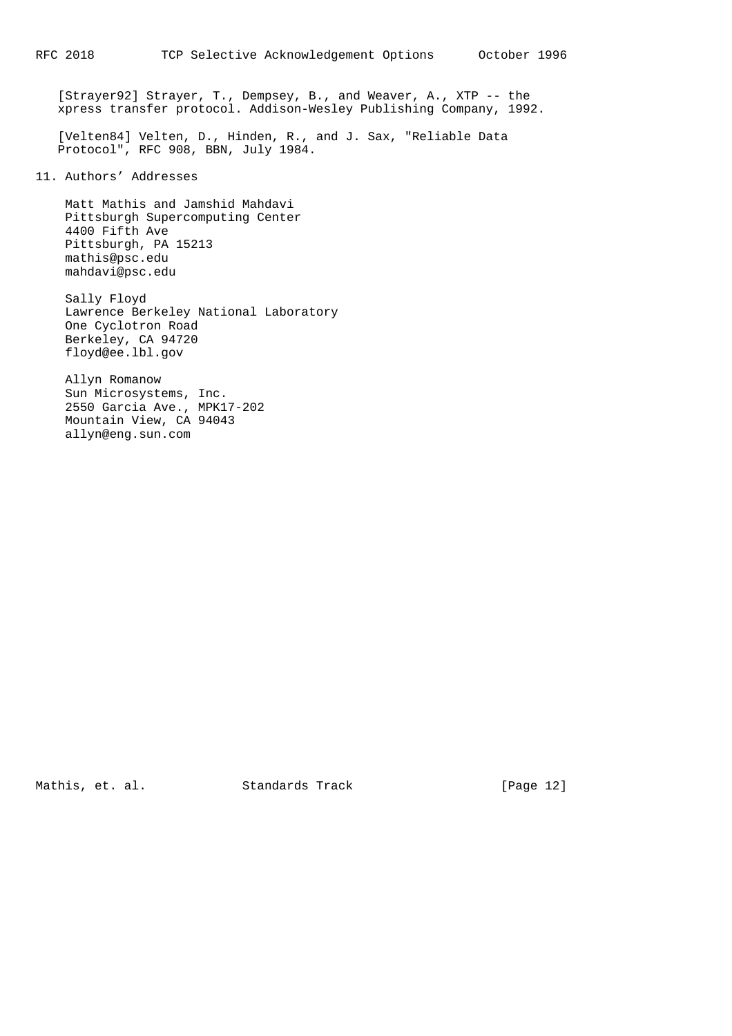[Strayer92] Strayer, T., Dempsey, B., and Weaver, A., XTP -- the xpress transfer protocol. Addison-Wesley Publishing Company, 1992.

[Velten84] Velten, D., Hinden, R., and J. Sax, "Reliable Data Protocol", RFC 908, BBN, July 1984.

## 11. Authors' Addresses

Matt Mathis and Jamshid Mahdavi
Pittsburgh Supercomputing Center
4400 Fifth Ave
Pittsburgh, PA 15213
mathis@psc.edu
mahdavi@psc.edu

Sally Floyd
Lawrence Berkeley National Laboratory
One Cyclotron Road
Berkeley, CA 94720
floyd@ee.lbl.gov

Allyn Romanow
Sun Microsystems, Inc.
2550 Garcia Ave., MPK17-202
Mountain View, CA 94043
allyn@eng.sun.com